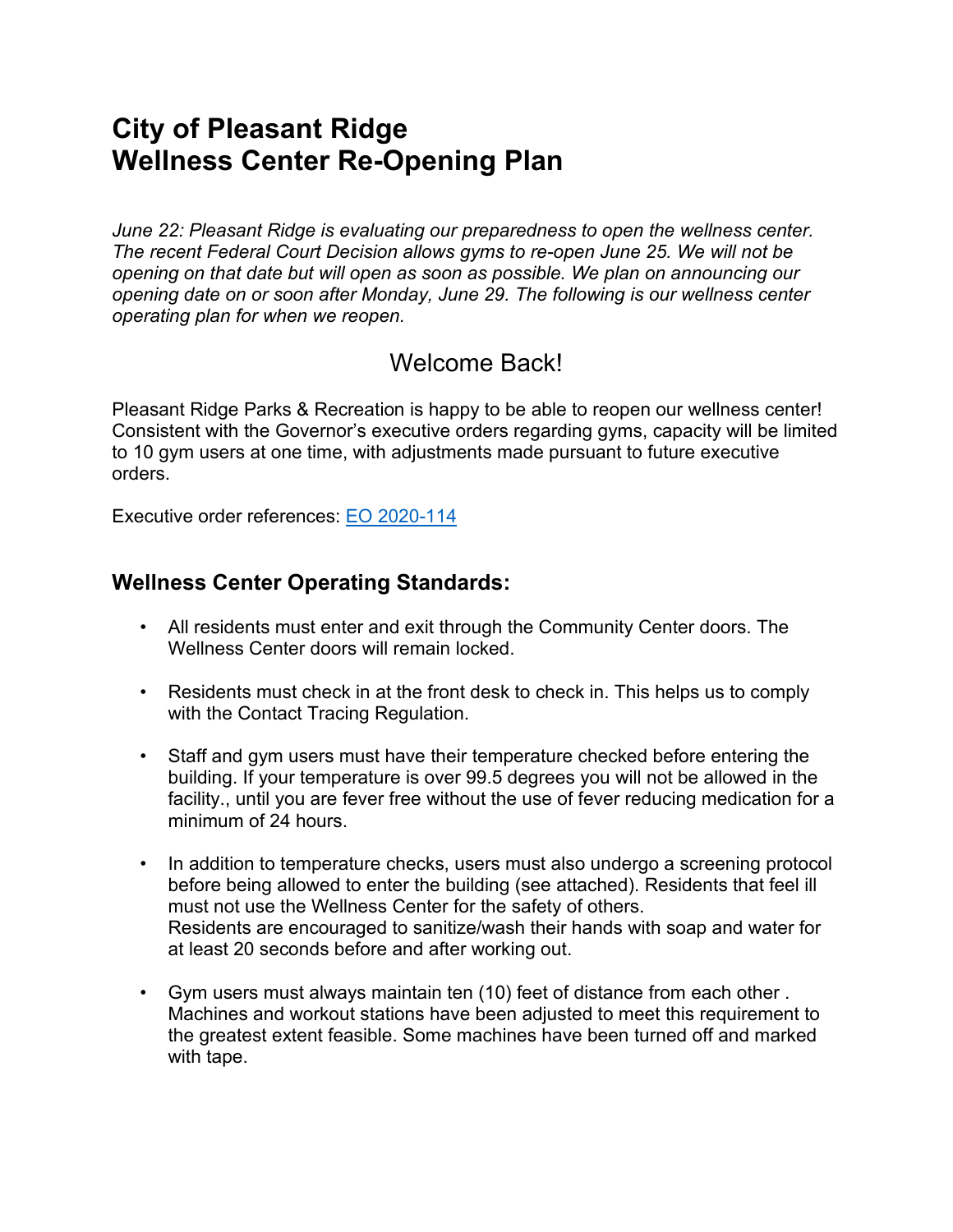# City of Pleasant Ridge
# Wellness Center Re-Opening Plan

*June 22: Pleasant Ridge is evaluating our preparedness to open the wellness center. The recent Federal Court Decision allows gyms to re-open June 25. We will not be opening on that date but will open as soon as possible. We plan on announcing our opening date on or soon after Monday, June 29. The following is our wellness center operating plan for when we reopen.*

## Welcome Back!

Pleasant Ridge Parks & Recreation is happy to be able to reopen our wellness center! Consistent with the Governor's executive orders regarding gyms, capacity will be limited to 10 gym users at one time, with adjustments made pursuant to future executive orders.

Executive order references: [EO 2020-114]

### Wellness Center Operating Standards:

- All residents must enter and exit through the Community Center doors. The Wellness Center doors will remain locked.
- Residents must check in at the front desk to check in. This helps us to comply with the Contact Tracing Regulation.
- Staff and gym users must have their temperature checked before entering the building. If your temperature is over 99.5 degrees you will not be allowed in the facility., until you are fever free without the use of fever reducing medication for a minimum of 24 hours.
- In addition to temperature checks, users must also undergo a screening protocol before being allowed to enter the building (see attached). Residents that feel ill must not use the Wellness Center for the safety of others.
  Residents are encouraged to sanitize/wash their hands with soap and water for at least 20 seconds before and after working out.
- Gym users must always maintain ten (10) feet of distance from each other . Machines and workout stations have been adjusted to meet this requirement to the greatest extent feasible. Some machines have been turned off and marked with tape.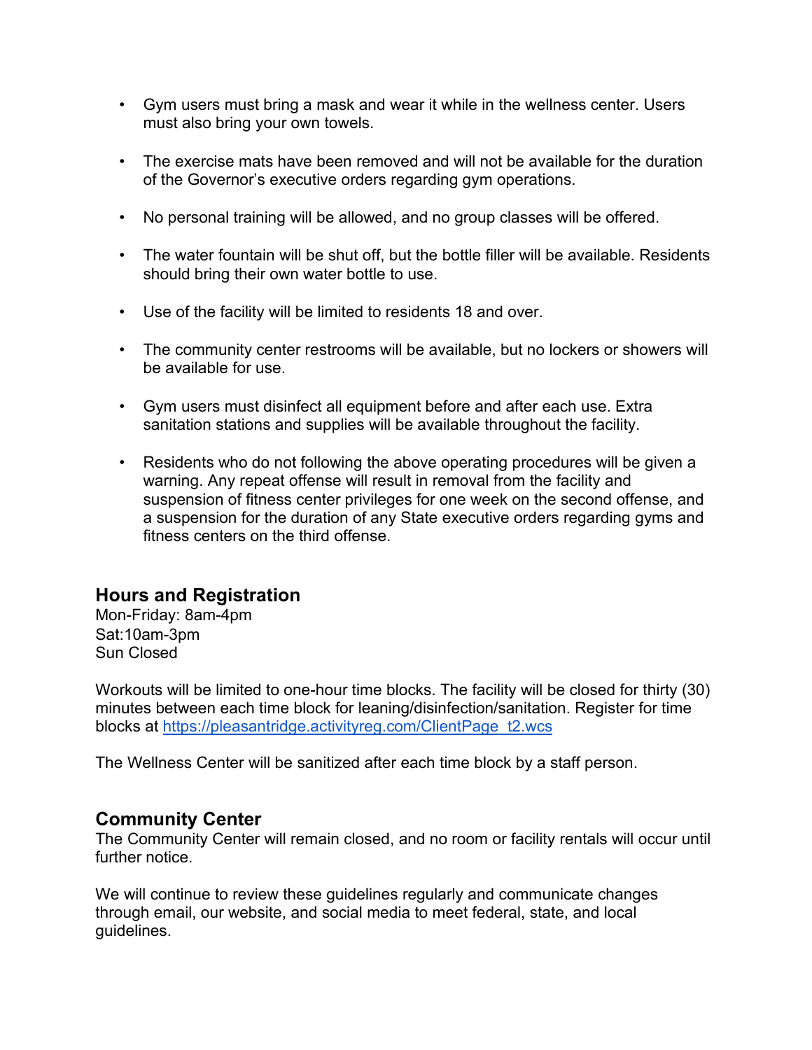- Gym users must bring a mask and wear it while in the wellness center. Users must also bring your own towels.
- The exercise mats have been removed and will not be available for the duration of the Governor's executive orders regarding gym operations.
- No personal training will be allowed, and no group classes will be offered.
- The water fountain will be shut off, but the bottle filler will be available. Residents should bring their own water bottle to use.
- Use of the facility will be limited to residents 18 and over.
- The community center restrooms will be available, but no lockers or showers will be available for use.
- Gym users must disinfect all equipment before and after each use. Extra sanitation stations and supplies will be available throughout the facility.
- Residents who do not following the above operating procedures will be given a warning. Any repeat offense will result in removal from the facility and suspension of fitness center privileges for one week on the second offense, and a suspension for the duration of any State executive orders regarding gyms and fitness centers on the third offense.

## Hours and Registration

Mon-Friday: 8am-4pm
Sat:10am-3pm
Sun Closed

Workouts will be limited to one-hour time blocks. The facility will be closed for thirty (30) minutes between each time block for leaning/disinfection/sanitation. Register for time blocks at [https://pleasantridge.activityreg.com/ClientPage_t2.wcs](https://pleasantridge.activityreg.com/ClientPage_t2.wcs)

The Wellness Center will be sanitized after each time block by a staff person.

## Community Center

The Community Center will remain closed, and no room or facility rentals will occur until further notice.

We will continue to review these guidelines regularly and communicate changes through email, our website, and social media to meet federal, state, and local guidelines.